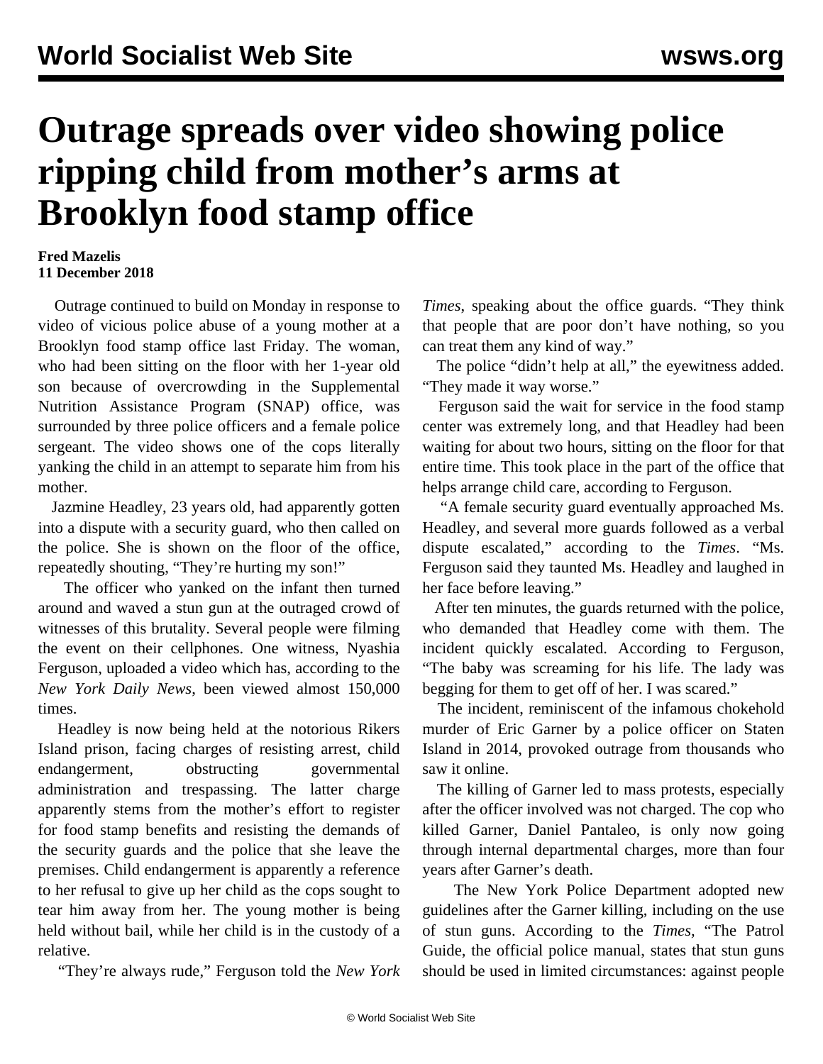# Outrage spreads over video showing police ripping child from mother's arms at Brooklyn food stamp office

**Fred Mazelis**
**11 December 2018**

Outrage continued to build on Monday in response to video of vicious police abuse of a young mother at a Brooklyn food stamp office last Friday. The woman, who had been sitting on the floor with her 1-year old son because of overcrowding in the Supplemental Nutrition Assistance Program (SNAP) office, was surrounded by three police officers and a female police sergeant. The video shows one of the cops literally yanking the child in an attempt to separate him from his mother.

Jazmine Headley, 23 years old, had apparently gotten into a dispute with a security guard, who then called on the police. She is shown on the floor of the office, repeatedly shouting, "They're hurting my son!"

The officer who yanked on the infant then turned around and waved a stun gun at the outraged crowd of witnesses of this brutality. Several people were filming the event on their cellphones. One witness, Nyashia Ferguson, uploaded a video which has, according to the *New York Daily News*, been viewed almost 150,000 times.

Headley is now being held at the notorious Rikers Island prison, facing charges of resisting arrest, child endangerment, obstructing governmental administration and trespassing. The latter charge apparently stems from the mother's effort to register for food stamp benefits and resisting the demands of the security guards and the police that she leave the premises. Child endangerment is apparently a reference to her refusal to give up her child as the cops sought to tear him away from her. The young mother is being held without bail, while her child is in the custody of a relative.

"They're always rude," Ferguson told the *New York Times*, speaking about the office guards. "They think that people that are poor don't have nothing, so you can treat them any kind of way."

The police "didn't help at all," the eyewitness added. "They made it way worse."

Ferguson said the wait for service in the food stamp center was extremely long, and that Headley had been waiting for about two hours, sitting on the floor for that entire time. This took place in the part of the office that helps arrange child care, according to Ferguson.

"A female security guard eventually approached Ms. Headley, and several more guards followed as a verbal dispute escalated," according to the *Times*. "Ms. Ferguson said they taunted Ms. Headley and laughed in her face before leaving."

After ten minutes, the guards returned with the police, who demanded that Headley come with them. The incident quickly escalated. According to Ferguson, "The baby was screaming for his life. The lady was begging for them to get off of her. I was scared."

The incident, reminiscent of the infamous chokehold murder of Eric Garner by a police officer on Staten Island in 2014, provoked outrage from thousands who saw it online.

The killing of Garner led to mass protests, especially after the officer involved was not charged. The cop who killed Garner, Daniel Pantaleo, is only now going through internal departmental charges, more than four years after Garner's death.

The New York Police Department adopted new guidelines after the Garner killing, including on the use of stun guns. According to the *Times*, "The Patrol Guide, the official police manual, states that stun guns should be used in limited circumstances: against people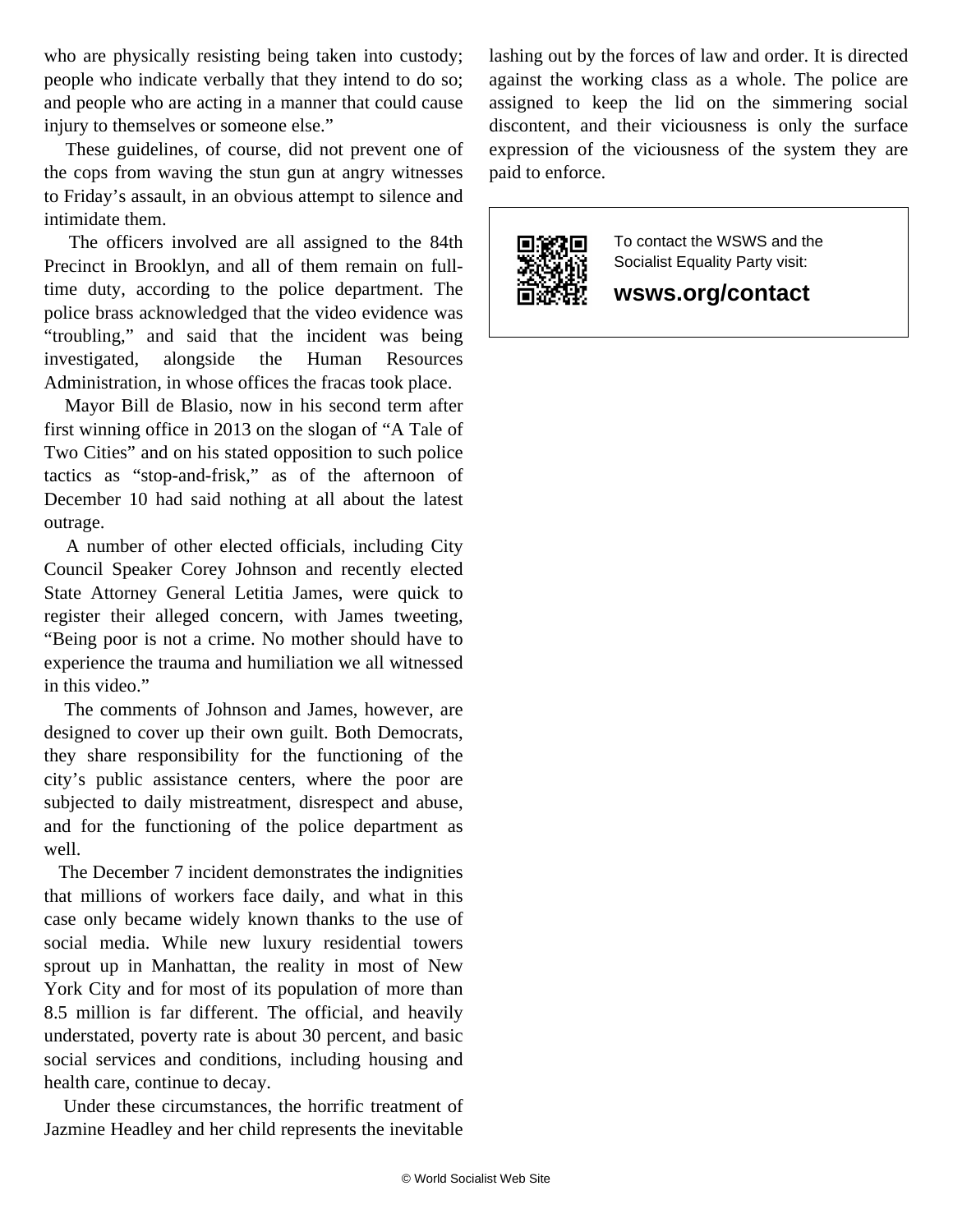who are physically resisting being taken into custody; people who indicate verbally that they intend to do so; and people who are acting in a manner that could cause injury to themselves or someone else."

These guidelines, of course, did not prevent one of the cops from waving the stun gun at angry witnesses to Friday's assault, in an obvious attempt to silence and intimidate them.

The officers involved are all assigned to the 84th Precinct in Brooklyn, and all of them remain on full-time duty, according to the police department. The police brass acknowledged that the video evidence was "troubling," and said that the incident was being investigated, alongside the Human Resources Administration, in whose offices the fracas took place.

Mayor Bill de Blasio, now in his second term after first winning office in 2013 on the slogan of "A Tale of Two Cities" and on his stated opposition to such police tactics as "stop-and-frisk," as of the afternoon of December 10 had said nothing at all about the latest outrage.

A number of other elected officials, including City Council Speaker Corey Johnson and recently elected State Attorney General Letitia James, were quick to register their alleged concern, with James tweeting, "Being poor is not a crime. No mother should have to experience the trauma and humiliation we all witnessed in this video."

The comments of Johnson and James, however, are designed to cover up their own guilt. Both Democrats, they share responsibility for the functioning of the city's public assistance centers, where the poor are subjected to daily mistreatment, disrespect and abuse, and for the functioning of the police department as well.

The December 7 incident demonstrates the indignities that millions of workers face daily, and what in this case only became widely known thanks to the use of social media. While new luxury residential towers sprout up in Manhattan, the reality in most of New York City and for most of its population of more than 8.5 million is far different. The official, and heavily understated, poverty rate is about 30 percent, and basic social services and conditions, including housing and health care, continue to decay.

Under these circumstances, the horrific treatment of Jazmine Headley and her child represents the inevitable lashing out by the forces of law and order. It is directed against the working class as a whole. The police are assigned to keep the lid on the simmering social discontent, and their viciousness is only the surface expression of the viciousness of the system they are paid to enforce.

To contact the WSWS and the Socialist Equality Party visit:

**wsws.org/contact**